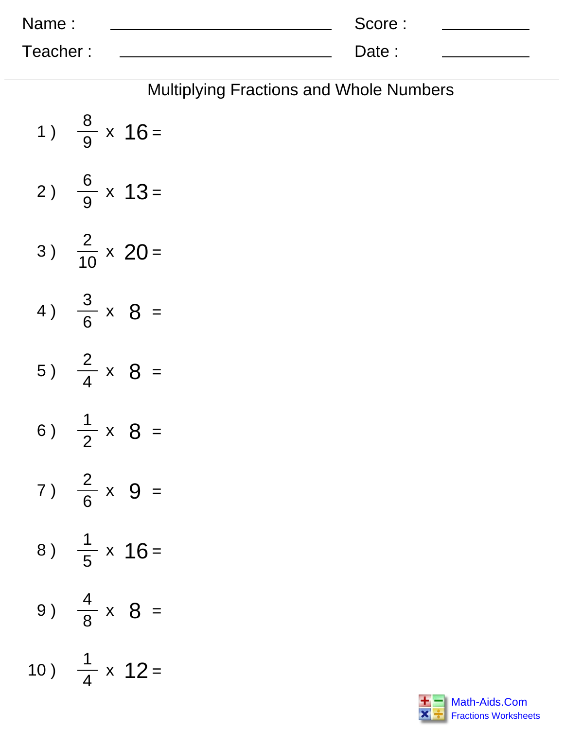Name : ____________________ Score : __________

Teacher : ____________________ Date : __________

## Multiplying Fractions and Whole Numbers

1 ) $\frac{8}{9} \times 16 =$

2 ) $\frac{6}{9} \times 13 =$

3 ) $\frac{2}{10} \times 20 =$

4 ) $\frac{3}{6} \times 8 =$

5 ) $\frac{2}{4} \times 8 =$

6 ) $\frac{1}{2} \times 8 =$

7 ) $\frac{2}{6} \times 9 =$

8 ) $\frac{1}{5} \times 16 =$

9 ) $\frac{4}{8} \times 8 =$

10 ) $\frac{1}{4} \times 12 =$

Math-Aids.Com
Fractions Worksheets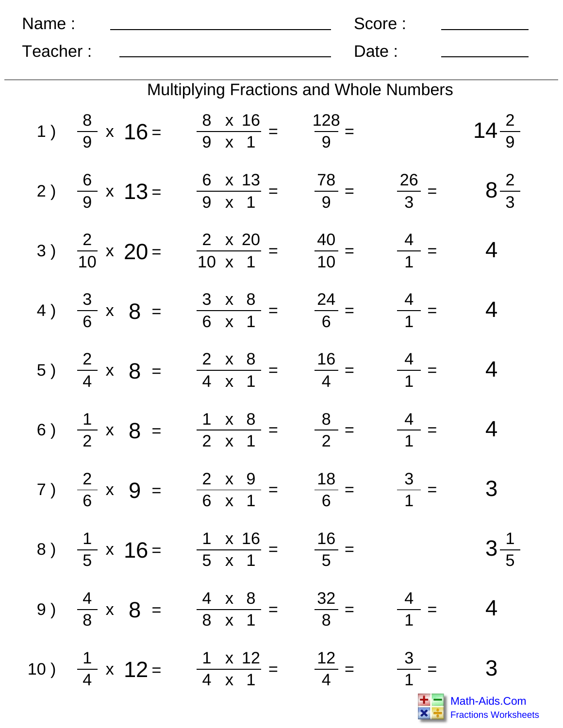Name : ____________________ Score : __________

Teacher : ____________________ Date : __________

## Multiplying Fractions and Whole Numbers

1 ) $\frac{8}{9} \times 16 = \frac{8 \times 16}{9 \times 1} = \frac{128}{9} = 14\frac{2}{9}$

2 ) $\frac{6}{9} \times 13 = \frac{6 \times 13}{9 \times 1} = \frac{78}{9} = \frac{26}{3} = 8\frac{2}{3}$

3 ) $\frac{2}{10} \times 20 = \frac{2 \times 20}{10 \times 1} = \frac{40}{10} = \frac{4}{1} = 4$

4 ) $\frac{3}{6} \times 8 = \frac{3 \times 8}{6 \times 1} = \frac{24}{6} = \frac{4}{1} = 4$

5 ) $\frac{2}{4} \times 8 = \frac{2 \times 8}{4 \times 1} = \frac{16}{4} = \frac{4}{1} = 4$

6 ) $\frac{1}{2} \times 8 = \frac{1 \times 8}{2 \times 1} = \frac{8}{2} = \frac{4}{1} = 4$

7 ) $\frac{2}{6} \times 9 = \frac{2 \times 9}{6 \times 1} = \frac{18}{6} = \frac{3}{1} = 3$

8 ) $\frac{1}{5} \times 16 = \frac{1 \times 16}{5 \times 1} = \frac{16}{5} = 3\frac{1}{5}$

9 ) $\frac{4}{8} \times 8 = \frac{4 \times 8}{8 \times 1} = \frac{32}{8} = \frac{4}{1} = 4$

10 ) $\frac{1}{4} \times 12 = \frac{1 \times 12}{4 \times 1} = \frac{12}{4} = \frac{3}{1} = 3$

Math-Aids.Com
Fractions Worksheets